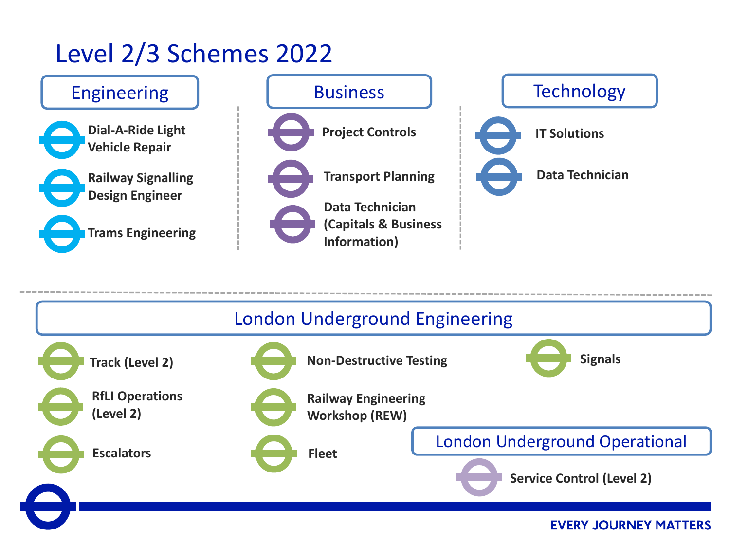# Level 2/3 Schemes 2022

## Engineering

- Dial-A-Ride Light Vehicle Repair
- Railway Signalling Design Engineer
- Trams Engineering

## Business

- Project Controls
- Transport Planning
- Data Technician (Capitals & Business Information)

## Technology

- IT Solutions
- Data Technician

## London Underground Engineering

- Track (Level 2)
- RfLI Operations (Level 2)
- Escalators
- Non-Destructive Testing
- Railway Engineering Workshop (REW)
- Fleet
- Signals

## London Underground Operational

- Service Control (Level 2)

EVERY JOURNEY MATTERS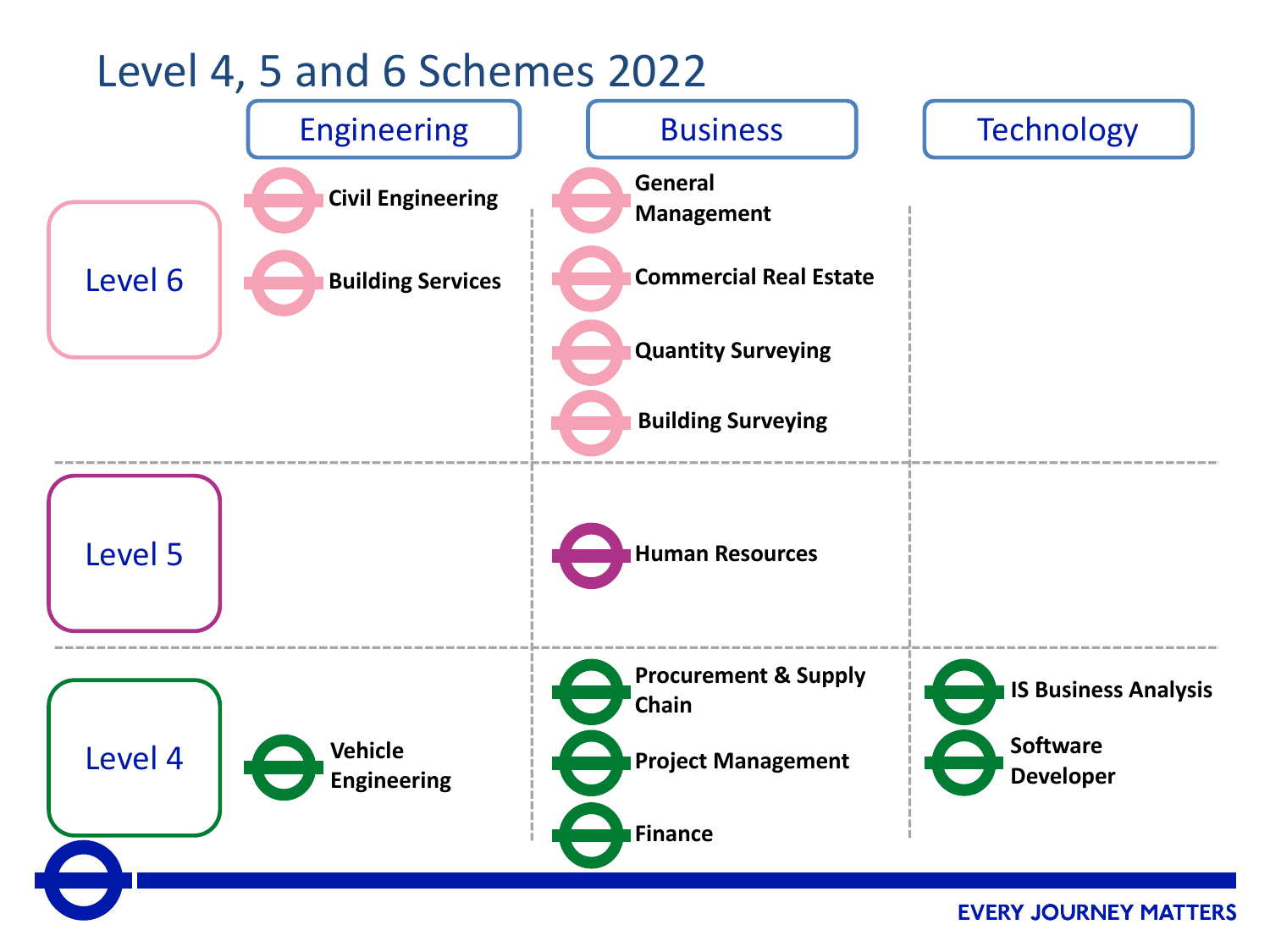# Level 4, 5 and 6 Schemes 2022

| | Engineering | Business | Technology |
|---|---|---|---|
| Level 6 | Civil Engineering<br>Building Services | General Management<br>Commercial Real Estate<br>Quantity Surveying<br>Building Surveying | |
| Level 5 | | Human Resources | |
| Level 4 | Vehicle Engineering | Procurement & Supply Chain<br>Project Management<br>Finance | IS Business Analysis<br>Software Developer |

EVERY JOURNEY MATTERS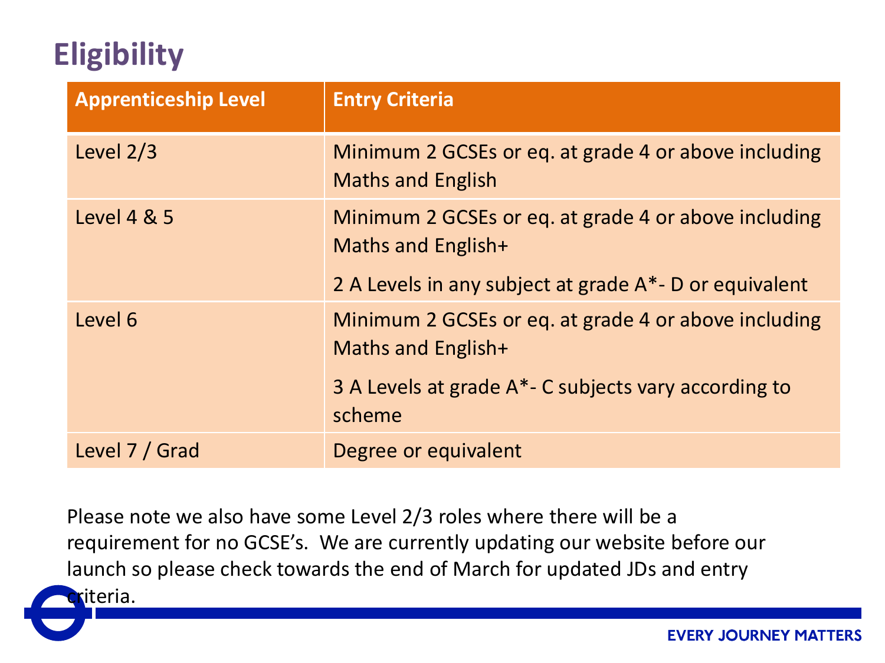# Eligibility

| Apprenticeship Level | Entry Criteria |
| --- | --- |
| Level 2/3 | Minimum 2 GCSEs or eq. at grade 4 or above including Maths and English |
| Level 4 & 5 | Minimum 2 GCSEs or eq. at grade 4 or above including Maths and English+<br><br>2 A Levels in any subject at grade A*- D or equivalent |
| Level 6 | Minimum 2 GCSEs or eq. at grade 4 or above including Maths and English+<br><br>3 A Levels at grade A*- C subjects vary according to scheme |
| Level 7 / Grad | Degree or equivalent |

Please note we also have some Level 2/3 roles where there will be a requirement for no GCSE's. We are currently updating our website before our launch so please check towards the end of March for updated JDs and entry criteria.

EVERY JOURNEY MATTERS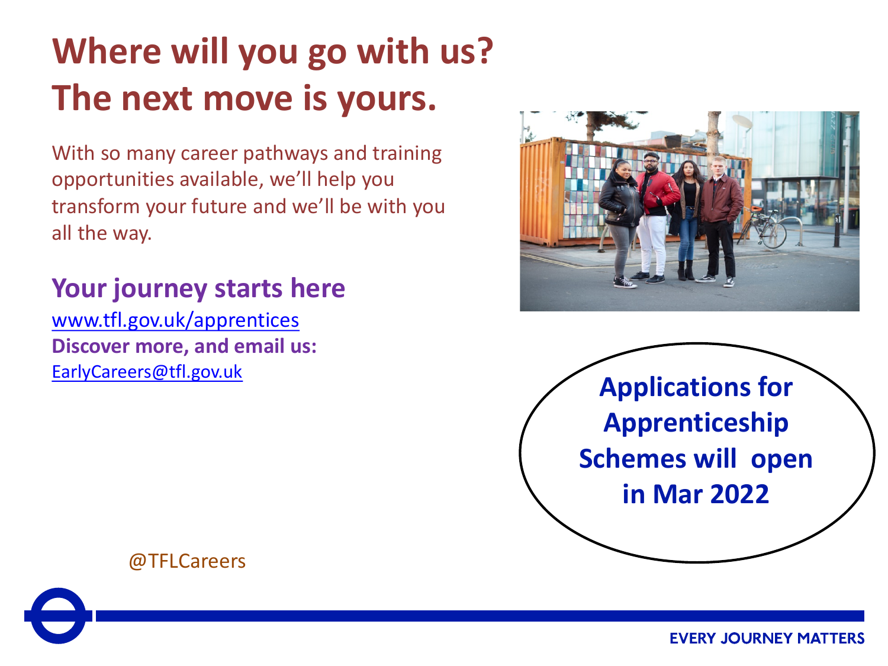# Where will you go with us? The next move is yours.

With so many career pathways and training opportunities available, we'll help you transform your future and we'll be with you all the way.

## Your journey starts here

www.tfl.gov.uk/apprentices

**Discover more, and email us:**

EarlyCareers@tfl.gov.uk

**Applications for Apprenticeship Schemes will open in Mar 2022**

@TFLCareers

EVERY JOURNEY MATTERS